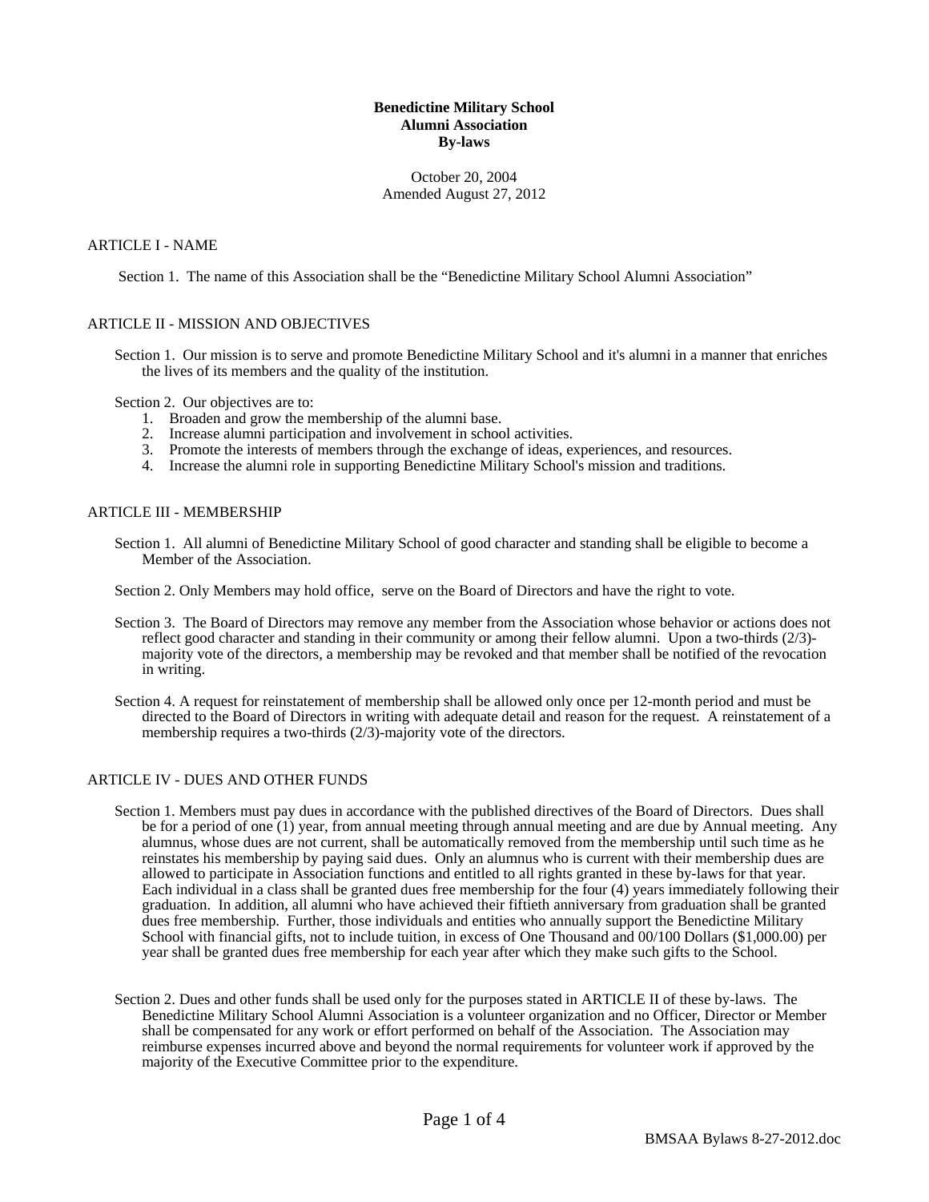# Benedictine Military School
# Alumni Association
# By-laws

October 20, 2004
Amended August 27, 2012

## ARTICLE I - NAME

Section 1. The name of this Association shall be the "Benedictine Military School Alumni Association"

## ARTICLE II - MISSION AND OBJECTIVES

Section 1. Our mission is to serve and promote Benedictine Military School and it's alumni in a manner that enriches the lives of its members and the quality of the institution.

Section 2. Our objectives are to:

1. Broaden and grow the membership of the alumni base.
2. Increase alumni participation and involvement in school activities.
3. Promote the interests of members through the exchange of ideas, experiences, and resources.
4. Increase the alumni role in supporting Benedictine Military School's mission and traditions.

## ARTICLE III - MEMBERSHIP

Section 1. All alumni of Benedictine Military School of good character and standing shall be eligible to become a Member of the Association.

Section 2. Only Members may hold office, serve on the Board of Directors and have the right to vote.

Section 3. The Board of Directors may remove any member from the Association whose behavior or actions does not reflect good character and standing in their community or among their fellow alumni. Upon a two-thirds (2/3)-majority vote of the directors, a membership may be revoked and that member shall be notified of the revocation in writing.

Section 4. A request for reinstatement of membership shall be allowed only once per 12-month period and must be directed to the Board of Directors in writing with adequate detail and reason for the request. A reinstatement of a membership requires a two-thirds (2/3)-majority vote of the directors.

## ARTICLE IV - DUES AND OTHER FUNDS

Section 1. Members must pay dues in accordance with the published directives of the Board of Directors. Dues shall be for a period of one (1) year, from annual meeting through annual meeting and are due by Annual meeting. Any alumnus, whose dues are not current, shall be automatically removed from the membership until such time as he reinstates his membership by paying said dues. Only an alumnus who is current with their membership dues are allowed to participate in Association functions and entitled to all rights granted in these by-laws for that year. Each individual in a class shall be granted dues free membership for the four (4) years immediately following their graduation. In addition, all alumni who have achieved their fiftieth anniversary from graduation shall be granted dues free membership. Further, those individuals and entities who annually support the Benedictine Military School with financial gifts, not to include tuition, in excess of One Thousand and 00/100 Dollars ($1,000.00) per year shall be granted dues free membership for each year after which they make such gifts to the School.

Section 2. Dues and other funds shall be used only for the purposes stated in ARTICLE II of these by-laws. The Benedictine Military School Alumni Association is a volunteer organization and no Officer, Director or Member shall be compensated for any work or effort performed on behalf of the Association. The Association may reimburse expenses incurred above and beyond the normal requirements for volunteer work if approved by the majority of the Executive Committee prior to the expenditure.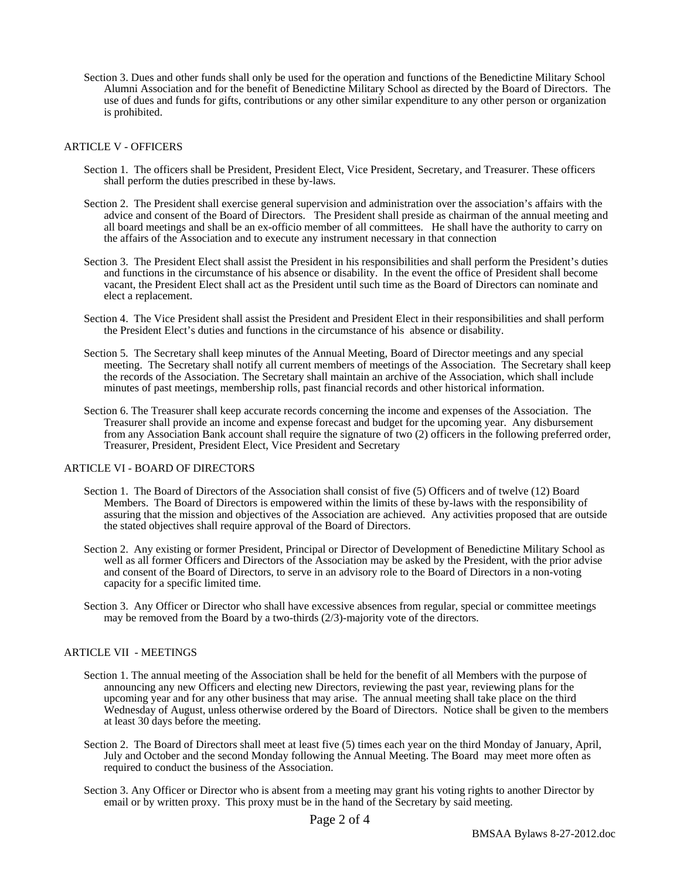Section 3. Dues and other funds shall only be used for the operation and functions of the Benedictine Military School Alumni Association and for the benefit of Benedictine Military School as directed by the Board of Directors. The use of dues and funds for gifts, contributions or any other similar expenditure to any other person or organization is prohibited.

## ARTICLE V - OFFICERS

Section 1. The officers shall be President, President Elect, Vice President, Secretary, and Treasurer. These officers shall perform the duties prescribed in these by-laws.

Section 2. The President shall exercise general supervision and administration over the association's affairs with the advice and consent of the Board of Directors. The President shall preside as chairman of the annual meeting and all board meetings and shall be an ex-officio member of all committees. He shall have the authority to carry on the affairs of the Association and to execute any instrument necessary in that connection

Section 3. The President Elect shall assist the President in his responsibilities and shall perform the President's duties and functions in the circumstance of his absence or disability. In the event the office of President shall become vacant, the President Elect shall act as the President until such time as the Board of Directors can nominate and elect a replacement.

Section 4. The Vice President shall assist the President and President Elect in their responsibilities and shall perform the President Elect's duties and functions in the circumstance of his absence or disability.

Section 5. The Secretary shall keep minutes of the Annual Meeting, Board of Director meetings and any special meeting. The Secretary shall notify all current members of meetings of the Association. The Secretary shall keep the records of the Association. The Secretary shall maintain an archive of the Association, which shall include minutes of past meetings, membership rolls, past financial records and other historical information.

Section 6. The Treasurer shall keep accurate records concerning the income and expenses of the Association. The Treasurer shall provide an income and expense forecast and budget for the upcoming year. Any disbursement from any Association Bank account shall require the signature of two (2) officers in the following preferred order, Treasurer, President, President Elect, Vice President and Secretary

## ARTICLE VI - BOARD OF DIRECTORS

Section 1. The Board of Directors of the Association shall consist of five (5) Officers and of twelve (12) Board Members. The Board of Directors is empowered within the limits of these by-laws with the responsibility of assuring that the mission and objectives of the Association are achieved. Any activities proposed that are outside the stated objectives shall require approval of the Board of Directors.

Section 2. Any existing or former President, Principal or Director of Development of Benedictine Military School as well as all former Officers and Directors of the Association may be asked by the President, with the prior advise and consent of the Board of Directors, to serve in an advisory role to the Board of Directors in a non-voting capacity for a specific limited time.

Section 3. Any Officer or Director who shall have excessive absences from regular, special or committee meetings may be removed from the Board by a two-thirds (2/3)-majority vote of the directors.

## ARTICLE VII - MEETINGS

Section 1. The annual meeting of the Association shall be held for the benefit of all Members with the purpose of announcing any new Officers and electing new Directors, reviewing the past year, reviewing plans for the upcoming year and for any other business that may arise. The annual meeting shall take place on the third Wednesday of August, unless otherwise ordered by the Board of Directors. Notice shall be given to the members at least 30 days before the meeting.

Section 2. The Board of Directors shall meet at least five (5) times each year on the third Monday of January, April, July and October and the second Monday following the Annual Meeting. The Board may meet more often as required to conduct the business of the Association.

Section 3. Any Officer or Director who is absent from a meeting may grant his voting rights to another Director by email or by written proxy. This proxy must be in the hand of the Secretary by said meeting.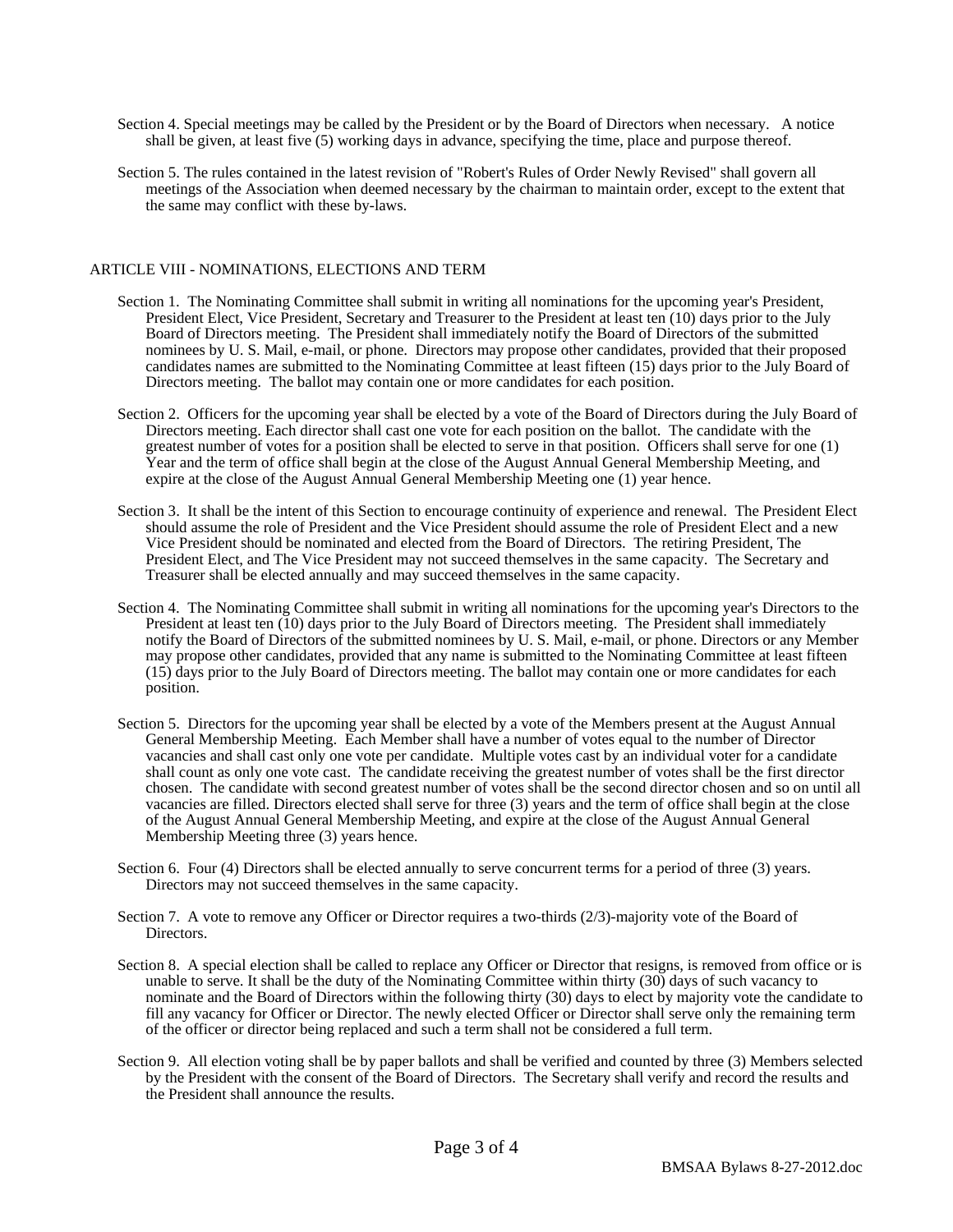Section 4. Special meetings may be called by the President or by the Board of Directors when necessary. A notice shall be given, at least five (5) working days in advance, specifying the time, place and purpose thereof.

Section 5. The rules contained in the latest revision of "Robert's Rules of Order Newly Revised" shall govern all meetings of the Association when deemed necessary by the chairman to maintain order, except to the extent that the same may conflict with these by-laws.

## ARTICLE VIII - NOMINATIONS, ELECTIONS AND TERM

Section 1. The Nominating Committee shall submit in writing all nominations for the upcoming year's President, President Elect, Vice President, Secretary and Treasurer to the President at least ten (10) days prior to the July Board of Directors meeting. The President shall immediately notify the Board of Directors of the submitted nominees by U. S. Mail, e-mail, or phone. Directors may propose other candidates, provided that their proposed candidates names are submitted to the Nominating Committee at least fifteen (15) days prior to the July Board of Directors meeting. The ballot may contain one or more candidates for each position.

Section 2. Officers for the upcoming year shall be elected by a vote of the Board of Directors during the July Board of Directors meeting. Each director shall cast one vote for each position on the ballot. The candidate with the greatest number of votes for a position shall be elected to serve in that position. Officers shall serve for one (1) Year and the term of office shall begin at the close of the August Annual General Membership Meeting, and expire at the close of the August Annual General Membership Meeting one (1) year hence.

Section 3. It shall be the intent of this Section to encourage continuity of experience and renewal. The President Elect should assume the role of President and the Vice President should assume the role of President Elect and a new Vice President should be nominated and elected from the Board of Directors. The retiring President, The President Elect, and The Vice President may not succeed themselves in the same capacity. The Secretary and Treasurer shall be elected annually and may succeed themselves in the same capacity.

Section 4. The Nominating Committee shall submit in writing all nominations for the upcoming year's Directors to the President at least ten (10) days prior to the July Board of Directors meeting. The President shall immediately notify the Board of Directors of the submitted nominees by U. S. Mail, e-mail, or phone. Directors or any Member may propose other candidates, provided that any name is submitted to the Nominating Committee at least fifteen (15) days prior to the July Board of Directors meeting. The ballot may contain one or more candidates for each position.

Section 5. Directors for the upcoming year shall be elected by a vote of the Members present at the August Annual General Membership Meeting. Each Member shall have a number of votes equal to the number of Director vacancies and shall cast only one vote per candidate. Multiple votes cast by an individual voter for a candidate shall count as only one vote cast. The candidate receiving the greatest number of votes shall be the first director chosen. The candidate with second greatest number of votes shall be the second director chosen and so on until all vacancies are filled. Directors elected shall serve for three (3) years and the term of office shall begin at the close of the August Annual General Membership Meeting, and expire at the close of the August Annual General Membership Meeting three (3) years hence.

Section 6. Four (4) Directors shall be elected annually to serve concurrent terms for a period of three (3) years. Directors may not succeed themselves in the same capacity.

Section 7. A vote to remove any Officer or Director requires a two-thirds (2/3)-majority vote of the Board of Directors.

Section 8. A special election shall be called to replace any Officer or Director that resigns, is removed from office or is unable to serve. It shall be the duty of the Nominating Committee within thirty (30) days of such vacancy to nominate and the Board of Directors within the following thirty (30) days to elect by majority vote the candidate to fill any vacancy for Officer or Director. The newly elected Officer or Director shall serve only the remaining term of the officer or director being replaced and such a term shall not be considered a full term.

Section 9. All election voting shall be by paper ballots and shall be verified and counted by three (3) Members selected by the President with the consent of the Board of Directors. The Secretary shall verify and record the results and the President shall announce the results.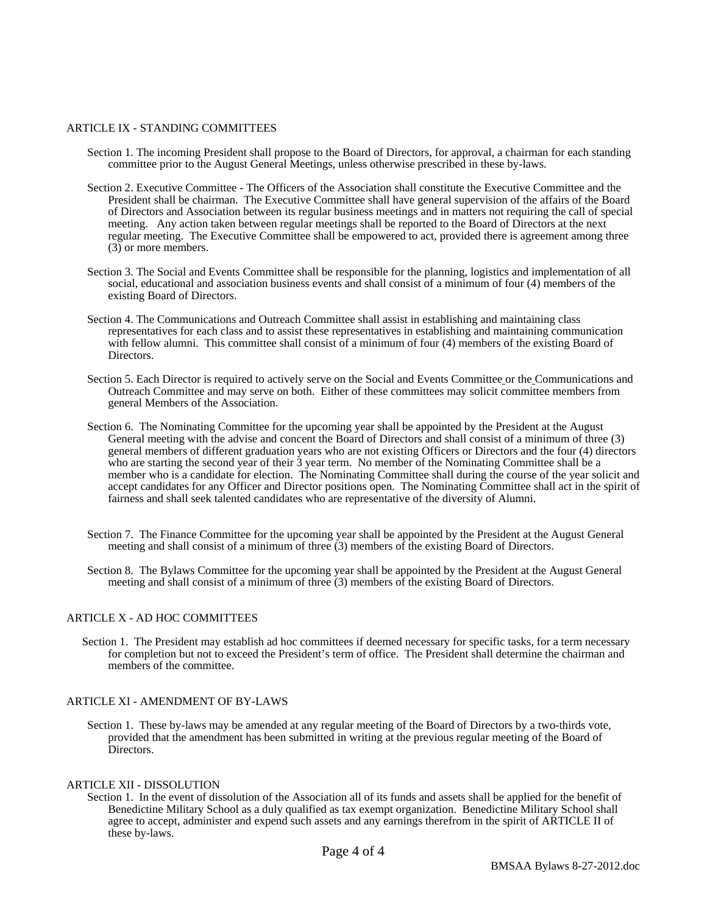## ARTICLE IX - STANDING COMMITTEES

Section 1. The incoming President shall propose to the Board of Directors, for approval, a chairman for each standing committee prior to the August General Meetings, unless otherwise prescribed in these by-laws.

Section 2. Executive Committee - The Officers of the Association shall constitute the Executive Committee and the President shall be chairman. The Executive Committee shall have general supervision of the affairs of the Board of Directors and Association between its regular business meetings and in matters not requiring the call of special meeting. Any action taken between regular meetings shall be reported to the Board of Directors at the next regular meeting. The Executive Committee shall be empowered to act, provided there is agreement among three (3) or more members.

Section 3. The Social and Events Committee shall be responsible for the planning, logistics and implementation of all social, educational and association business events and shall consist of a minimum of four (4) members of the existing Board of Directors.

Section 4. The Communications and Outreach Committee shall assist in establishing and maintaining class representatives for each class and to assist these representatives in establishing and maintaining communication with fellow alumni. This committee shall consist of a minimum of four (4) members of the existing Board of Directors.

Section 5. Each Director is required to actively serve on the Social and Events Committee or the Communications and Outreach Committee and may serve on both. Either of these committees may solicit committee members from general Members of the Association.

Section 6. The Nominating Committee for the upcoming year shall be appointed by the President at the August General meeting with the advise and concent the Board of Directors and shall consist of a minimum of three (3) general members of different graduation years who are not existing Officers or Directors and the four (4) directors who are starting the second year of their 3 year term. No member of the Nominating Committee shall be a member who is a candidate for election. The Nominating Committee shall during the course of the year solicit and accept candidates for any Officer and Director positions open. The Nominating Committee shall act in the spirit of fairness and shall seek talented candidates who are representative of the diversity of Alumni.

Section 7. The Finance Committee for the upcoming year shall be appointed by the President at the August General meeting and shall consist of a minimum of three (3) members of the existing Board of Directors.

Section 8. The Bylaws Committee for the upcoming year shall be appointed by the President at the August General meeting and shall consist of a minimum of three (3) members of the existing Board of Directors.

## ARTICLE X - AD HOC COMMITTEES

Section 1. The President may establish ad hoc committees if deemed necessary for specific tasks, for a term necessary for completion but not to exceed the President's term of office. The President shall determine the chairman and members of the committee.

## ARTICLE XI - AMENDMENT OF BY-LAWS

Section 1. These by-laws may be amended at any regular meeting of the Board of Directors by a two-thirds vote, provided that the amendment has been submitted in writing at the previous regular meeting of the Board of Directors.

## ARTICLE XII - DISSOLUTION

Section 1. In the event of dissolution of the Association all of its funds and assets shall be applied for the benefit of Benedictine Military School as a duly qualified as tax exempt organization. Benedictine Military School shall agree to accept, administer and expend such assets and any earnings therefrom in the spirit of ARTICLE II of these by-laws.